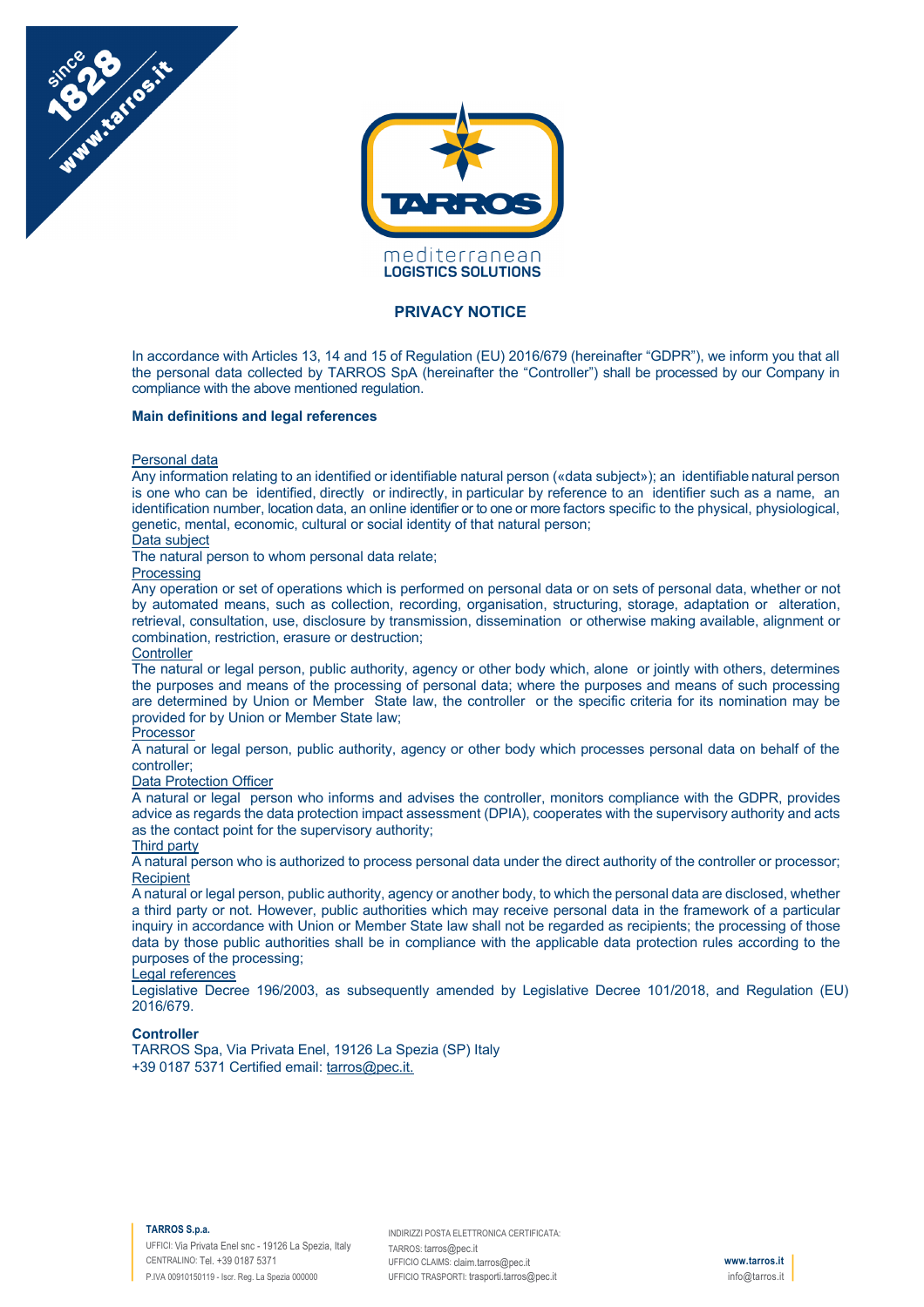# PRIVACY NOTICE

In accordance with Articles 13, 14 and 15 of Regulation (EU) 2016/679 (hereinafter "GDPR"), we inform you that all the personal data collected by TARROS SpA (hereinafter the "Controller") shall be processed by our Company in compliance with the above mentioned regulation.

**Main definitions and legal references**

Personal data
Any information relating to an identified or identifiable natural person («data subject»); an identifiable natural person is one who can be identified, directly or indirectly, in particular by reference to an identifier such as a name, an identification number, location data, an online identifier or to one or more factors specific to the physical, physiological, genetic, mental, economic, cultural or social identity of that natural person;

Data subject
The natural person to whom personal data relate;

Processing
Any operation or set of operations which is performed on personal data or on sets of personal data, whether or not by automated means, such as collection, recording, organisation, structuring, storage, adaptation or alteration, retrieval, consultation, use, disclosure by transmission, dissemination or otherwise making available, alignment or combination, restriction, erasure or destruction;

Controller
The natural or legal person, public authority, agency or other body which, alone or jointly with others, determines the purposes and means of the processing of personal data; where the purposes and means of such processing are determined by Union or Member State law, the controller or the specific criteria for its nomination may be provided for by Union or Member State law;

Processor
A natural or legal person, public authority, agency or other body which processes personal data on behalf of the controller;

Data Protection Officer
A natural or legal person who informs and advises the controller, monitors compliance with the GDPR, provides advice as regards the data protection impact assessment (DPIA), cooperates with the supervisory authority and acts as the contact point for the supervisory authority;

Third party
A natural person who is authorized to process personal data under the direct authority of the controller or processor;

Recipient
A natural or legal person, public authority, agency or another body, to which the personal data are disclosed, whether a third party or not. However, public authorities which may receive personal data in the framework of a particular inquiry in accordance with Union or Member State law shall not be regarded as recipients; the processing of those data by those public authorities shall be in compliance with the applicable data protection rules according to the purposes of the processing;

Legal references
Legislative Decree 196/2003, as subsequently amended by Legislative Decree 101/2018, and Regulation (EU) 2016/679.

**Controller**
TARROS Spa, Via Privata Enel, 19126 La Spezia (SP) Italy
+39 0187 5371 Certified email: tarros@pec.it.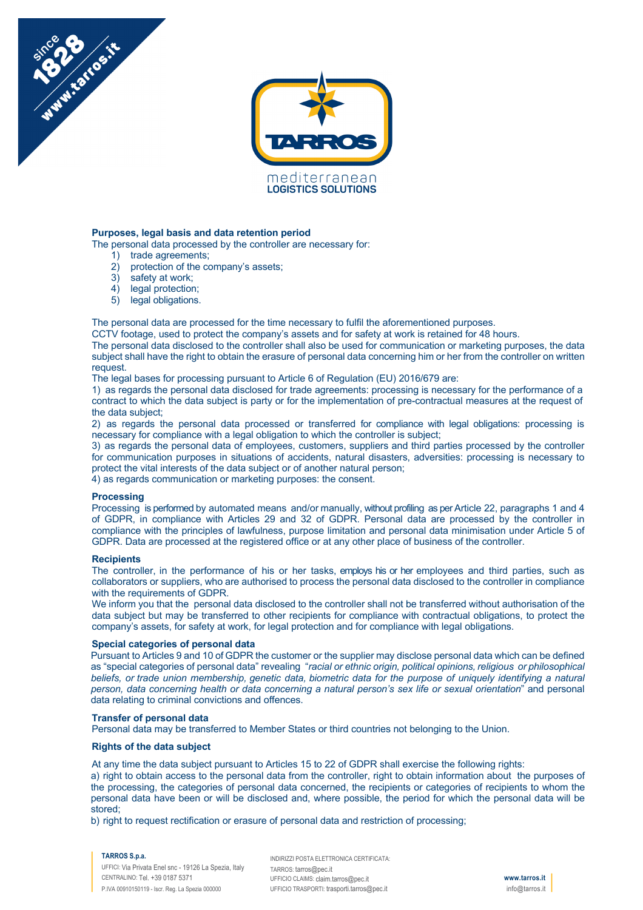### Purposes, legal basis and data retention period

The personal data processed by the controller are necessary for:

1) trade agreements;
2) protection of the company's assets;
3) safety at work;
4) legal protection;
5) legal obligations.

The personal data are processed for the time necessary to fulfil the aforementioned purposes.

CCTV footage, used to protect the company's assets and for safety at work is retained for 48 hours.

The personal data disclosed to the controller shall also be used for communication or marketing purposes, the data subject shall have the right to obtain the erasure of personal data concerning him or her from the controller on written request.

The legal bases for processing pursuant to Article 6 of Regulation (EU) 2016/679 are:

1) as regards the personal data disclosed for trade agreements: processing is necessary for the performance of a contract to which the data subject is party or for the implementation of pre-contractual measures at the request of the data subject;

2) as regards the personal data processed or transferred for compliance with legal obligations: processing is necessary for compliance with a legal obligation to which the controller is subject;

3) as regards the personal data of employees, customers, suppliers and third parties processed by the controller for communication purposes in situations of accidents, natural disasters, adversities: processing is necessary to protect the vital interests of the data subject or of another natural person;

4) as regards communication or marketing purposes: the consent.

### Processing

Processing is performed by automated means and/or manually, without profiling as per Article 22, paragraphs 1 and 4 of GDPR, in compliance with Articles 29 and 32 of GDPR. Personal data are processed by the controller in compliance with the principles of lawfulness, purpose limitation and personal data minimisation under Article 5 of GDPR. Data are processed at the registered office or at any other place of business of the controller.

### Recipients

The controller, in the performance of his or her tasks, employs his or her employees and third parties, such as collaborators or suppliers, who are authorised to process the personal data disclosed to the controller in compliance with the requirements of GDPR.

We inform you that the personal data disclosed to the controller shall not be transferred without authorisation of the data subject but may be transferred to other recipients for compliance with contractual obligations, to protect the company's assets, for safety at work, for legal protection and for compliance with legal obligations.

### Special categories of personal data

Pursuant to Articles 9 and 10 of GDPR the customer or the supplier may disclose personal data which can be defined as "special categories of personal data" revealing "*racial or ethnic origin, political opinions, religious or philosophical beliefs, or trade union membership, genetic data, biometric data for the purpose of uniquely identifying a natural person, data concerning health or data concerning a natural person's sex life or sexual orientation*" and personal data relating to criminal convictions and offences.

### Transfer of personal data

Personal data may be transferred to Member States or third countries not belonging to the Union.

### Rights of the data subject

At any time the data subject pursuant to Articles 15 to 22 of GDPR shall exercise the following rights:

a) right to obtain access to the personal data from the controller, right to obtain information about the purposes of the processing, the categories of personal data concerned, the recipients or categories of recipients to whom the personal data have been or will be disclosed and, where possible, the period for which the personal data will be stored;

b) right to request rectification or erasure of personal data and restriction of processing;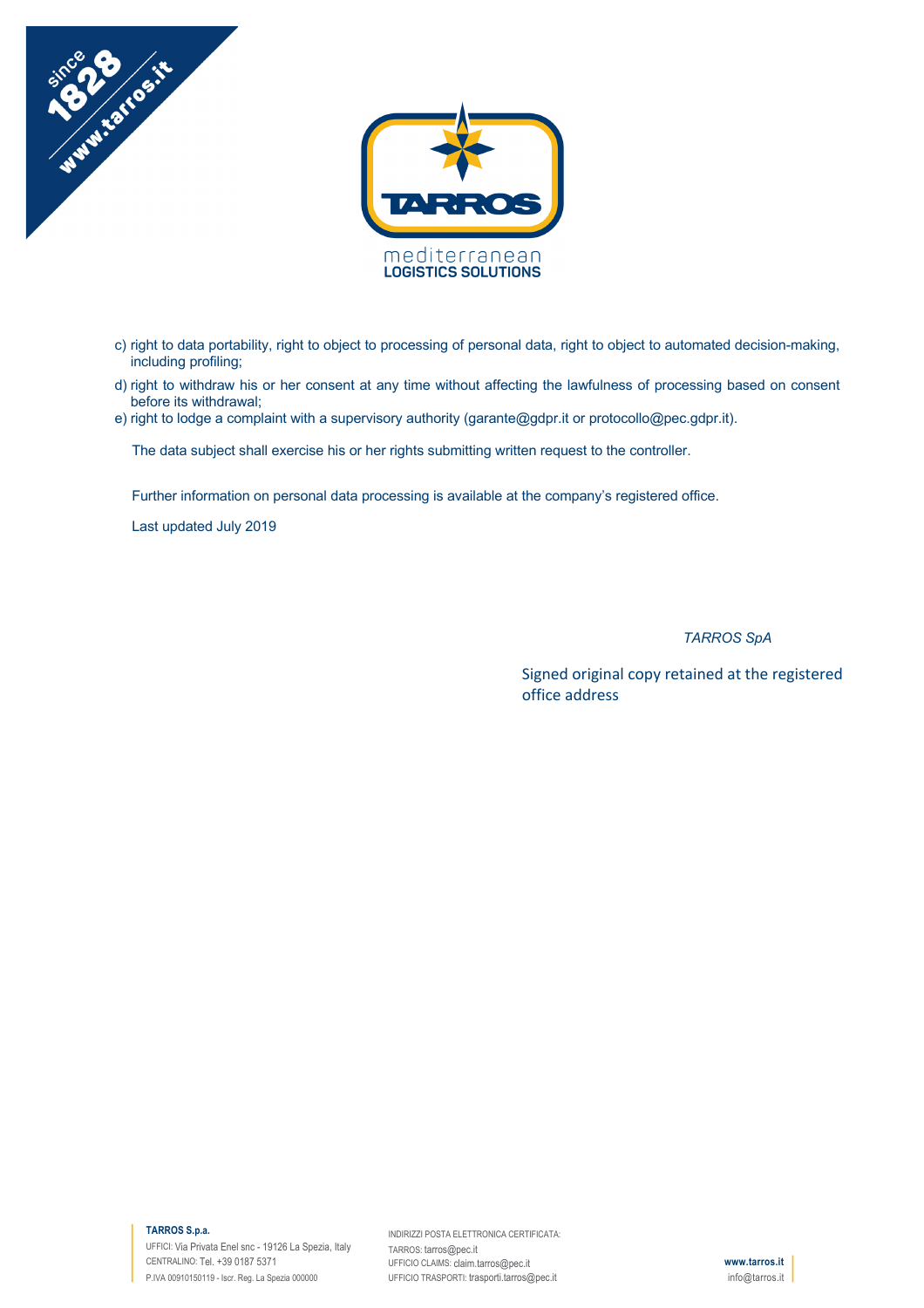c) right to data portability, right to object to processing of personal data, right to object to automated decision-making, including profiling;

d) right to withdraw his or her consent at any time without affecting the lawfulness of processing based on consent before its withdrawal;

e) right to lodge a complaint with a supervisory authority (garante@gdpr.it or protocollo@pec.gdpr.it).

The data subject shall exercise his or her rights submitting written request to the controller.

Further information on personal data processing is available at the company's registered office.

Last updated July 2019

*TARROS SpA*

Signed original copy retained at the registered office address